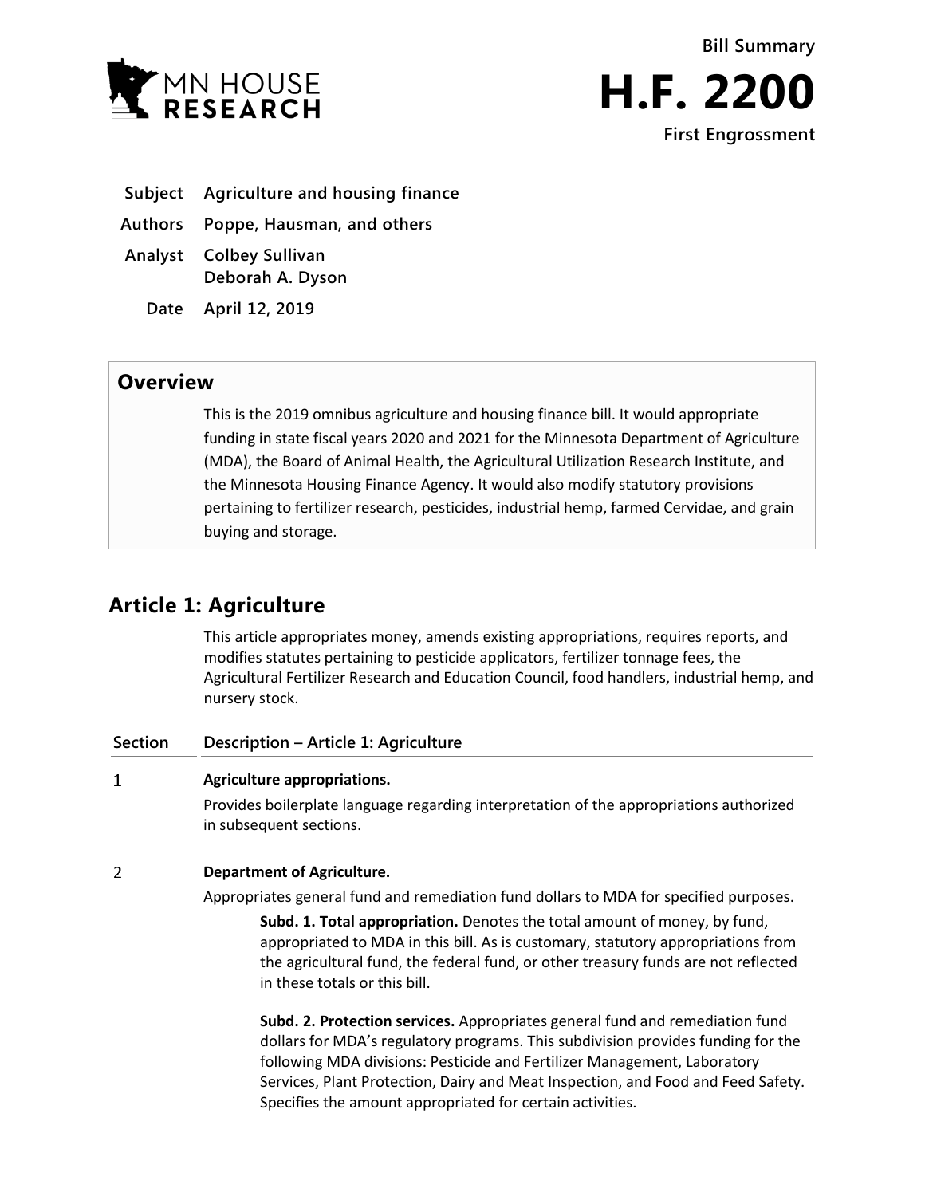MN HOUSE RESEARCH

Bill Summary

# H.F. 2200

First Engrossment

| | |
|---|---|
| **Subject** | **Agriculture and housing finance** |
| **Authors** | **Poppe, Hausman, and others** |
| **Analyst** | **Colbey Sullivan**<br>**Deborah A. Dyson** |
| **Date** | **April 12, 2019** |

## Overview

This is the 2019 omnibus agriculture and housing finance bill. It would appropriate funding in state fiscal years 2020 and 2021 for the Minnesota Department of Agriculture (MDA), the Board of Animal Health, the Agricultural Utilization Research Institute, and the Minnesota Housing Finance Agency. It would also modify statutory provisions pertaining to fertilizer research, pesticides, industrial hemp, farmed Cervidae, and grain buying and storage.

## Article 1: Agriculture

This article appropriates money, amends existing appropriations, requires reports, and modifies statutes pertaining to pesticide applicators, fertilizer tonnage fees, the Agricultural Fertilizer Research and Education Council, food handlers, industrial hemp, and nursery stock.

| Section | Description – Article 1: Agriculture |
|---|---|
| 1 | **Agriculture appropriations.**<br>Provides boilerplate language regarding interpretation of the appropriations authorized in subsequent sections. |
| 2 | **Department of Agriculture.**<br>Appropriates general fund and remediation fund dollars to MDA for specified purposes.<br>**Subd. 1. Total appropriation.** Denotes the total amount of money, by fund, appropriated to MDA in this bill. As is customary, statutory appropriations from the agricultural fund, the federal fund, or other treasury funds are not reflected in these totals or this bill.<br>**Subd. 2. Protection services.** Appropriates general fund and remediation fund dollars for MDA's regulatory programs. This subdivision provides funding for the following MDA divisions: Pesticide and Fertilizer Management, Laboratory Services, Plant Protection, Dairy and Meat Inspection, and Food and Feed Safety. Specifies the amount appropriated for certain activities. |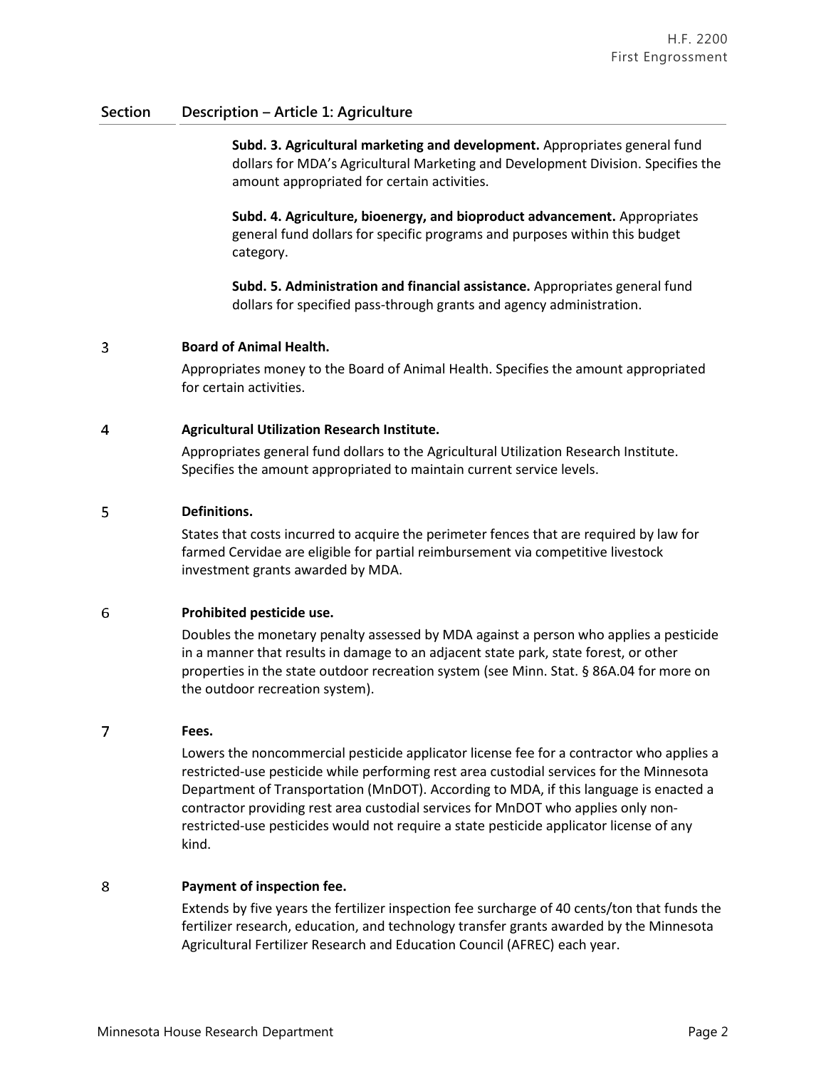| Section | Description – Article 1: Agriculture |
|---|---|
| | **Subd. 3. Agricultural marketing and development.** Appropriates general fund dollars for MDA's Agricultural Marketing and Development Division. Specifies the amount appropriated for certain activities. |
| | **Subd. 4. Agriculture, bioenergy, and bioproduct advancement.** Appropriates general fund dollars for specific programs and purposes within this budget category. |
| | **Subd. 5. Administration and financial assistance.** Appropriates general fund dollars for specified pass-through grants and agency administration. |
| 3 | **Board of Animal Health.** Appropriates money to the Board of Animal Health. Specifies the amount appropriated for certain activities. |
| 4 | **Agricultural Utilization Research Institute.** Appropriates general fund dollars to the Agricultural Utilization Research Institute. Specifies the amount appropriated to maintain current service levels. |
| 5 | **Definitions.** States that costs incurred to acquire the perimeter fences that are required by law for farmed Cervidae are eligible for partial reimbursement via competitive livestock investment grants awarded by MDA. |
| 6 | **Prohibited pesticide use.** Doubles the monetary penalty assessed by MDA against a person who applies a pesticide in a manner that results in damage to an adjacent state park, state forest, or other properties in the state outdoor recreation system (see Minn. Stat. § 86A.04 for more on the outdoor recreation system). |
| 7 | **Fees.** Lowers the noncommercial pesticide applicator license fee for a contractor who applies a restricted-use pesticide while performing rest area custodial services for the Minnesota Department of Transportation (MnDOT). According to MDA, if this language is enacted a contractor providing rest area custodial services for MnDOT who applies only non-restricted-use pesticides would not require a state pesticide applicator license of any kind. |
| 8 | **Payment of inspection fee.** Extends by five years the fertilizer inspection fee surcharge of 40 cents/ton that funds the fertilizer research, education, and technology transfer grants awarded by the Minnesota Agricultural Fertilizer Research and Education Council (AFREC) each year. |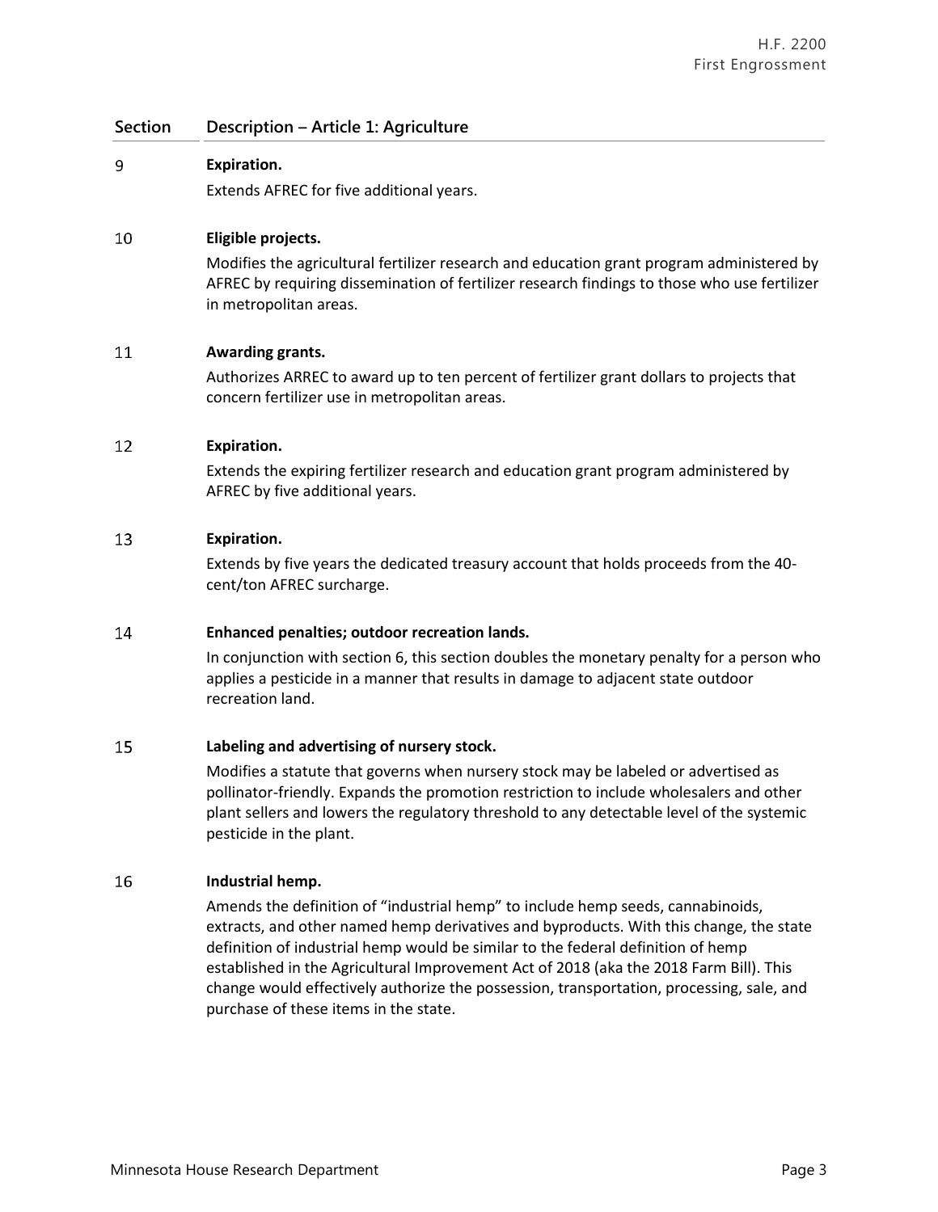| Section | Description – Article 1: Agriculture |
|---|---|
| 9 | **Expiration.**<br>Extends AFREC for five additional years. |
| 10 | **Eligible projects.**<br>Modifies the agricultural fertilizer research and education grant program administered by AFREC by requiring dissemination of fertilizer research findings to those who use fertilizer in metropolitan areas. |
| 11 | **Awarding grants.**<br>Authorizes ARREC to award up to ten percent of fertilizer grant dollars to projects that concern fertilizer use in metropolitan areas. |
| 12 | **Expiration.**<br>Extends the expiring fertilizer research and education grant program administered by AFREC by five additional years. |
| 13 | **Expiration.**<br>Extends by five years the dedicated treasury account that holds proceeds from the 40-cent/ton AFREC surcharge. |
| 14 | **Enhanced penalties; outdoor recreation lands.**<br>In conjunction with section 6, this section doubles the monetary penalty for a person who applies a pesticide in a manner that results in damage to adjacent state outdoor recreation land. |
| 15 | **Labeling and advertising of nursery stock.**<br>Modifies a statute that governs when nursery stock may be labeled or advertised as pollinator-friendly. Expands the promotion restriction to include wholesalers and other plant sellers and lowers the regulatory threshold to any detectable level of the systemic pesticide in the plant. |
| 16 | **Industrial hemp.**<br>Amends the definition of "industrial hemp" to include hemp seeds, cannabinoids, extracts, and other named hemp derivatives and byproducts. With this change, the state definition of industrial hemp would be similar to the federal definition of hemp established in the Agricultural Improvement Act of 2018 (aka the 2018 Farm Bill). This change would effectively authorize the possession, transportation, processing, sale, and purchase of these items in the state. |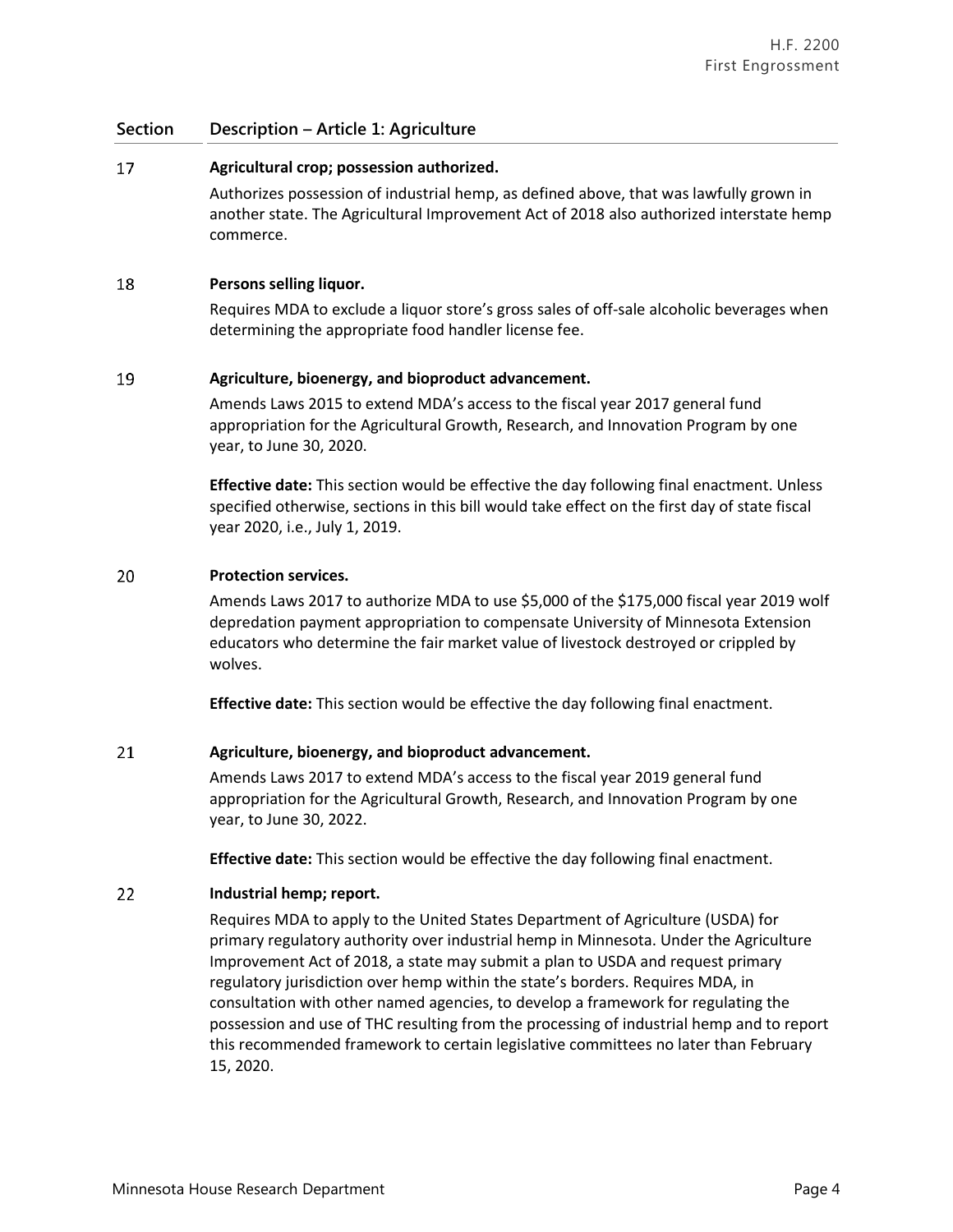| Section | Description – Article 1: Agriculture |
|---|---|
| 17 | **Agricultural crop; possession authorized.**<br>Authorizes possession of industrial hemp, as defined above, that was lawfully grown in another state. The Agricultural Improvement Act of 2018 also authorized interstate hemp commerce. |
| 18 | **Persons selling liquor.**<br>Requires MDA to exclude a liquor store's gross sales of off-sale alcoholic beverages when determining the appropriate food handler license fee. |
| 19 | **Agriculture, bioenergy, and bioproduct advancement.**<br>Amends Laws 2015 to extend MDA's access to the fiscal year 2017 general fund appropriation for the Agricultural Growth, Research, and Innovation Program by one year, to June 30, 2020.<br><br>**Effective date:** This section would be effective the day following final enactment. Unless specified otherwise, sections in this bill would take effect on the first day of state fiscal year 2020, i.e., July 1, 2019. |
| 20 | **Protection services.**<br>Amends Laws 2017 to authorize MDA to use $5,000 of the $175,000 fiscal year 2019 wolf depredation payment appropriation to compensate University of Minnesota Extension educators who determine the fair market value of livestock destroyed or crippled by wolves.<br><br>**Effective date:** This section would be effective the day following final enactment. |
| 21 | **Agriculture, bioenergy, and bioproduct advancement.**<br>Amends Laws 2017 to extend MDA's access to the fiscal year 2019 general fund appropriation for the Agricultural Growth, Research, and Innovation Program by one year, to June 30, 2022.<br><br>**Effective date:** This section would be effective the day following final enactment. |
| 22 | **Industrial hemp; report.**<br>Requires MDA to apply to the United States Department of Agriculture (USDA) for primary regulatory authority over industrial hemp in Minnesota. Under the Agriculture Improvement Act of 2018, a state may submit a plan to USDA and request primary regulatory jurisdiction over hemp within the state's borders. Requires MDA, in consultation with other named agencies, to develop a framework for regulating the possession and use of THC resulting from the processing of industrial hemp and to report this recommended framework to certain legislative committees no later than February 15, 2020. |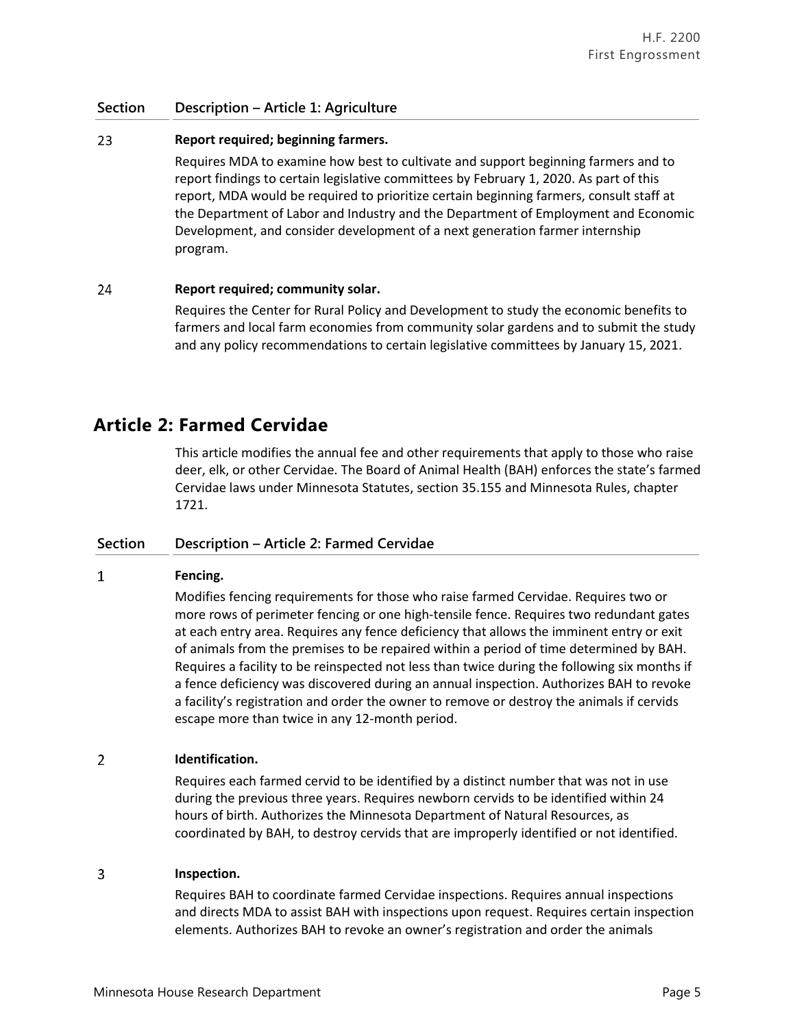| Section | Description – Article 1: Agriculture |
|---|---|
| 23 | **Report required; beginning farmers.**<br>Requires MDA to examine how best to cultivate and support beginning farmers and to report findings to certain legislative committees by February 1, 2020. As part of this report, MDA would be required to prioritize certain beginning farmers, consult staff at the Department of Labor and Industry and the Department of Employment and Economic Development, and consider development of a next generation farmer internship program. |
| 24 | **Report required; community solar.**<br>Requires the Center for Rural Policy and Development to study the economic benefits to farmers and local farm economies from community solar gardens and to submit the study and any policy recommendations to certain legislative committees by January 15, 2021. |

## Article 2: Farmed Cervidae

This article modifies the annual fee and other requirements that apply to those who raise deer, elk, or other Cervidae. The Board of Animal Health (BAH) enforces the state's farmed Cervidae laws under Minnesota Statutes, section 35.155 and Minnesota Rules, chapter 1721.

| Section | Description – Article 2: Farmed Cervidae |
|---|---|
| 1 | **Fencing.**<br>Modifies fencing requirements for those who raise farmed Cervidae. Requires two or more rows of perimeter fencing or one high-tensile fence. Requires two redundant gates at each entry area. Requires any fence deficiency that allows the imminent entry or exit of animals from the premises to be repaired within a period of time determined by BAH. Requires a facility to be reinspected not less than twice during the following six months if a fence deficiency was discovered during an annual inspection. Authorizes BAH to revoke a facility's registration and order the owner to remove or destroy the animals if cervids escape more than twice in any 12-month period. |
| 2 | **Identification.**<br>Requires each farmed cervid to be identified by a distinct number that was not in use during the previous three years. Requires newborn cervids to be identified within 24 hours of birth. Authorizes the Minnesota Department of Natural Resources, as coordinated by BAH, to destroy cervids that are improperly identified or not identified. |
| 3 | **Inspection.**<br>Requires BAH to coordinate farmed Cervidae inspections. Requires annual inspections and directs MDA to assist BAH with inspections upon request. Requires certain inspection elements. Authorizes BAH to revoke an owner's registration and order the animals |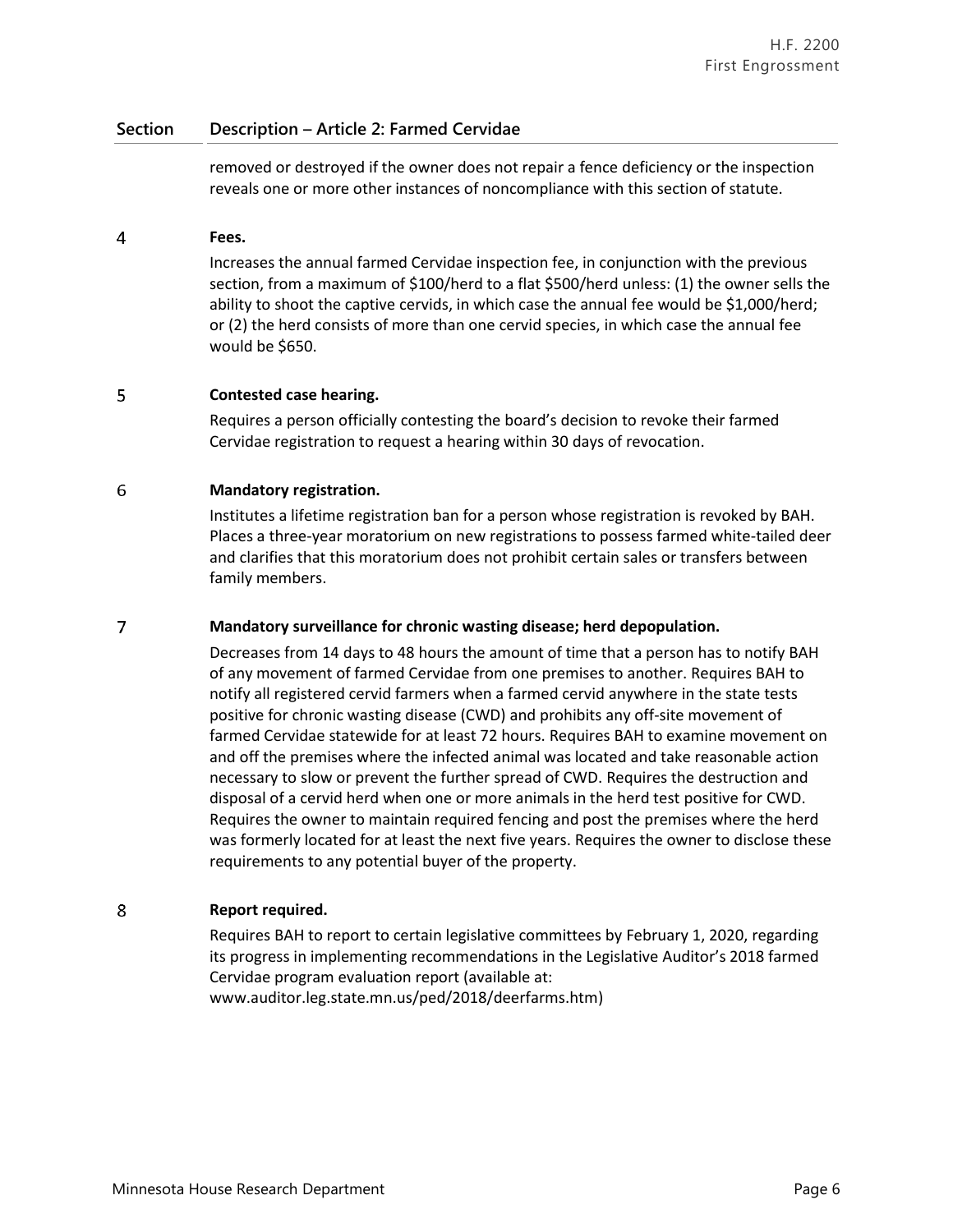| Section | Description – Article 2: Farmed Cervidae |
|---|---|
| | removed or destroyed if the owner does not repair a fence deficiency or the inspection reveals one or more other instances of noncompliance with this section of statute. |
| 4 | **Fees.**<br>Increases the annual farmed Cervidae inspection fee, in conjunction with the previous section, from a maximum of $100/herd to a flat $500/herd unless: (1) the owner sells the ability to shoot the captive cervids, in which case the annual fee would be $1,000/herd; or (2) the herd consists of more than one cervid species, in which case the annual fee would be $650. |
| 5 | **Contested case hearing.**<br>Requires a person officially contesting the board's decision to revoke their farmed Cervidae registration to request a hearing within 30 days of revocation. |
| 6 | **Mandatory registration.**<br>Institutes a lifetime registration ban for a person whose registration is revoked by BAH. Places a three-year moratorium on new registrations to possess farmed white-tailed deer and clarifies that this moratorium does not prohibit certain sales or transfers between family members. |
| 7 | **Mandatory surveillance for chronic wasting disease; herd depopulation.**<br>Decreases from 14 days to 48 hours the amount of time that a person has to notify BAH of any movement of farmed Cervidae from one premises to another. Requires BAH to notify all registered cervid farmers when a farmed cervid anywhere in the state tests positive for chronic wasting disease (CWD) and prohibits any off-site movement of farmed Cervidae statewide for at least 72 hours. Requires BAH to examine movement on and off the premises where the infected animal was located and take reasonable action necessary to slow or prevent the further spread of CWD. Requires the destruction and disposal of a cervid herd when one or more animals in the herd test positive for CWD. Requires the owner to maintain required fencing and post the premises where the herd was formerly located for at least the next five years. Requires the owner to disclose these requirements to any potential buyer of the property. |
| 8 | **Report required.**<br>Requires BAH to report to certain legislative committees by February 1, 2020, regarding its progress in implementing recommendations in the Legislative Auditor's 2018 farmed Cervidae program evaluation report (available at: www.auditor.leg.state.mn.us/ped/2018/deerfarms.htm) |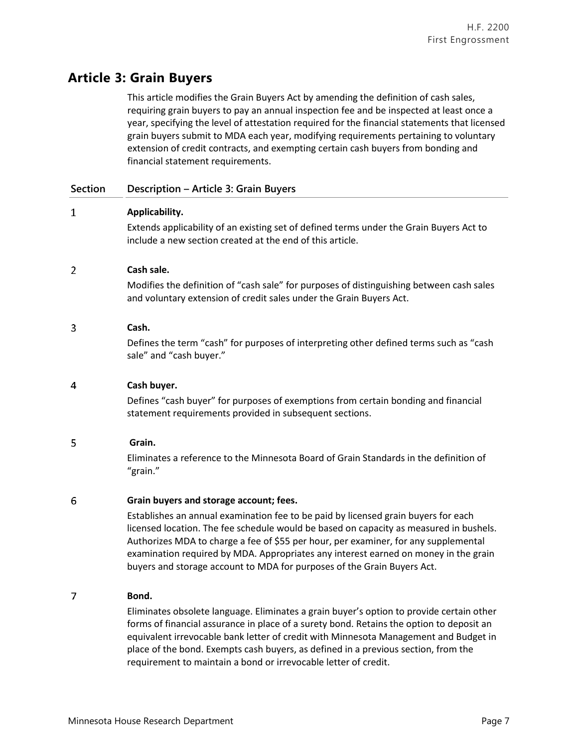## Article 3: Grain Buyers

This article modifies the Grain Buyers Act by amending the definition of cash sales, requiring grain buyers to pay an annual inspection fee and be inspected at least once a year, specifying the level of attestation required for the financial statements that licensed grain buyers submit to MDA each year, modifying requirements pertaining to voluntary extension of credit contracts, and exempting certain cash buyers from bonding and financial statement requirements.

| Section | Description – Article 3: Grain Buyers |
|---|---|
| 1 | **Applicability.** Extends applicability of an existing set of defined terms under the Grain Buyers Act to include a new section created at the end of this article. |
| 2 | **Cash sale.** Modifies the definition of "cash sale" for purposes of distinguishing between cash sales and voluntary extension of credit sales under the Grain Buyers Act. |
| 3 | **Cash.** Defines the term "cash" for purposes of interpreting other defined terms such as "cash sale" and "cash buyer." |
| 4 | **Cash buyer.** Defines "cash buyer" for purposes of exemptions from certain bonding and financial statement requirements provided in subsequent sections. |
| 5 | **Grain.** Eliminates a reference to the Minnesota Board of Grain Standards in the definition of "grain." |
| 6 | **Grain buyers and storage account; fees.** Establishes an annual examination fee to be paid by licensed grain buyers for each licensed location. The fee schedule would be based on capacity as measured in bushels. Authorizes MDA to charge a fee of $55 per hour, per examiner, for any supplemental examination required by MDA. Appropriates any interest earned on money in the grain buyers and storage account to MDA for purposes of the Grain Buyers Act. |
| 7 | **Bond.** Eliminates obsolete language. Eliminates a grain buyer's option to provide certain other forms of financial assurance in place of a surety bond. Retains the option to deposit an equivalent irrevocable bank letter of credit with Minnesota Management and Budget in place of the bond. Exempts cash buyers, as defined in a previous section, from the requirement to maintain a bond or irrevocable letter of credit. |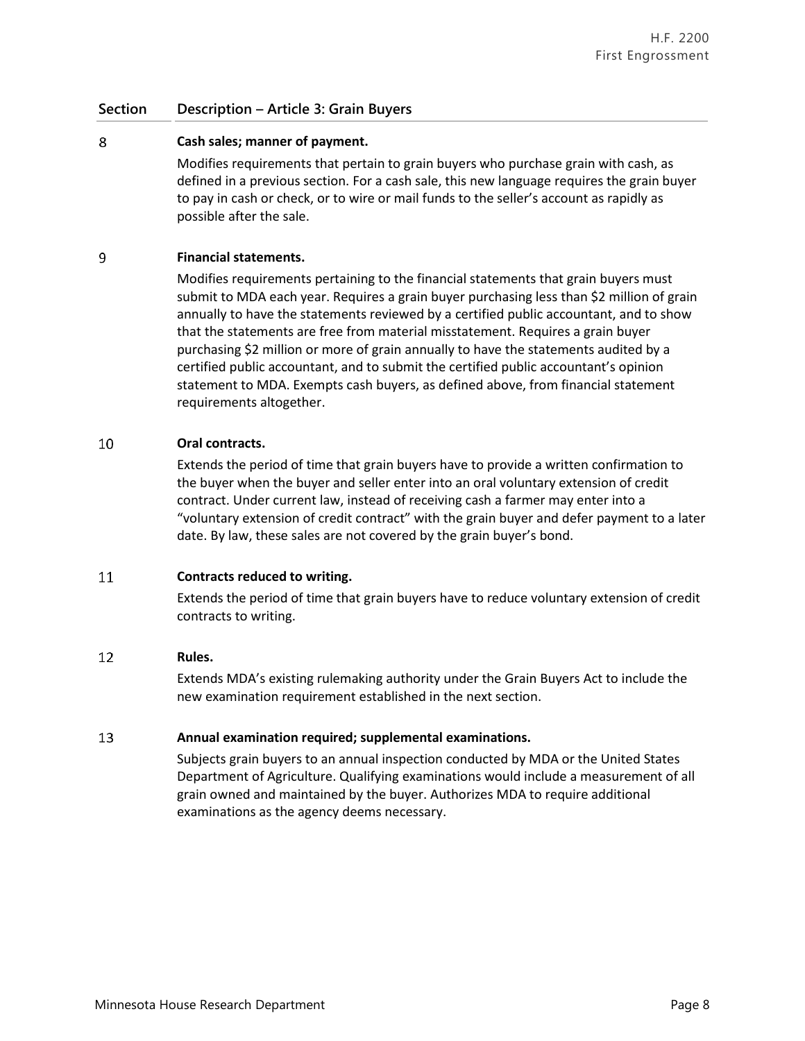| Section | Description – Article 3: Grain Buyers |
|---|---|
| 8 | **Cash sales; manner of payment.** Modifies requirements that pertain to grain buyers who purchase grain with cash, as defined in a previous section. For a cash sale, this new language requires the grain buyer to pay in cash or check, or to wire or mail funds to the seller's account as rapidly as possible after the sale. |
| 9 | **Financial statements.** Modifies requirements pertaining to the financial statements that grain buyers must submit to MDA each year. Requires a grain buyer purchasing less than $2 million of grain annually to have the statements reviewed by a certified public accountant, and to show that the statements are free from material misstatement. Requires a grain buyer purchasing $2 million or more of grain annually to have the statements audited by a certified public accountant, and to submit the certified public accountant's opinion statement to MDA. Exempts cash buyers, as defined above, from financial statement requirements altogether. |
| 10 | **Oral contracts.** Extends the period of time that grain buyers have to provide a written confirmation to the buyer when the buyer and seller enter into an oral voluntary extension of credit contract. Under current law, instead of receiving cash a farmer may enter into a "voluntary extension of credit contract" with the grain buyer and defer payment to a later date. By law, these sales are not covered by the grain buyer's bond. |
| 11 | **Contracts reduced to writing.** Extends the period of time that grain buyers have to reduce voluntary extension of credit contracts to writing. |
| 12 | **Rules.** Extends MDA's existing rulemaking authority under the Grain Buyers Act to include the new examination requirement established in the next section. |
| 13 | **Annual examination required; supplemental examinations.** Subjects grain buyers to an annual inspection conducted by MDA or the United States Department of Agriculture. Qualifying examinations would include a measurement of all grain owned and maintained by the buyer. Authorizes MDA to require additional examinations as the agency deems necessary. |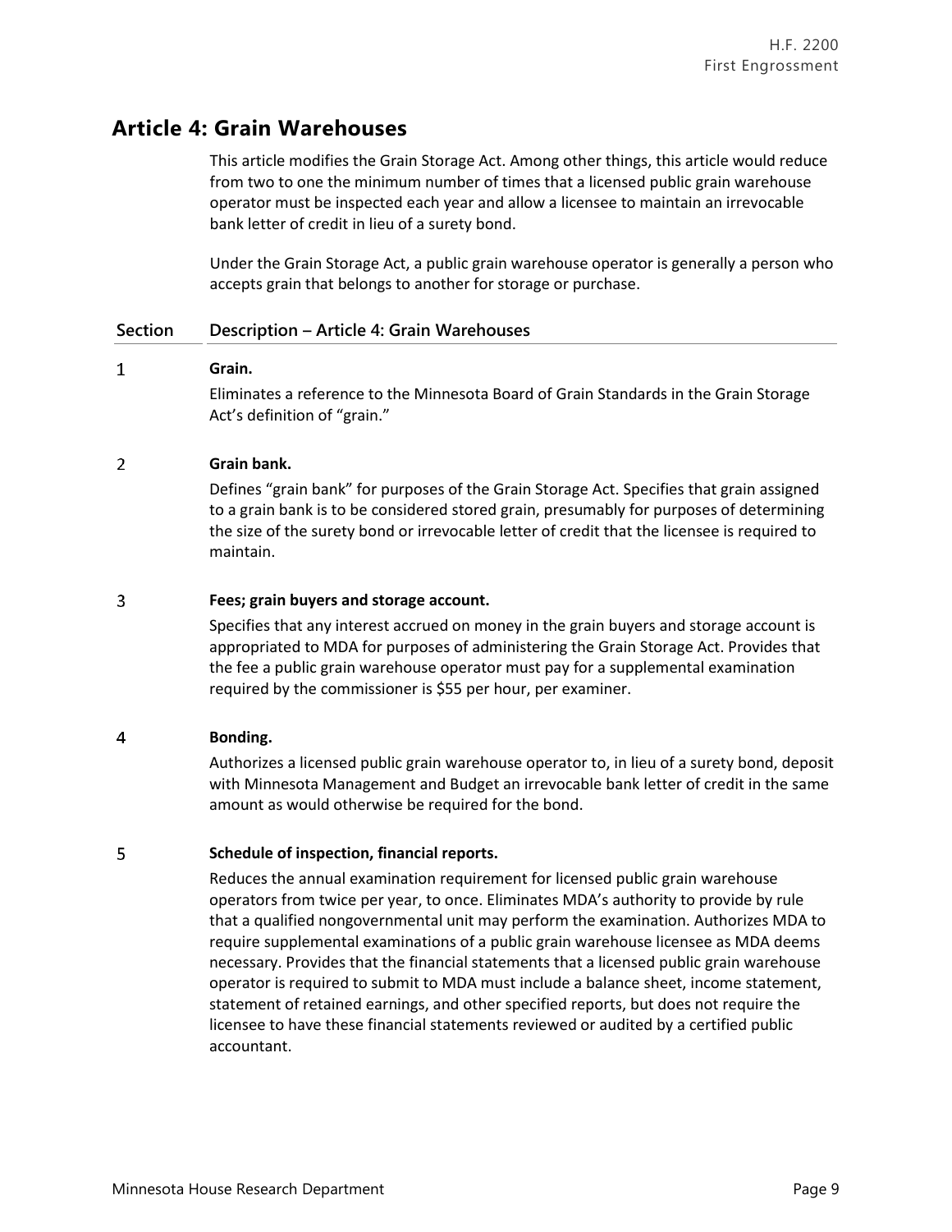## Article 4: Grain Warehouses

This article modifies the Grain Storage Act. Among other things, this article would reduce from two to one the minimum number of times that a licensed public grain warehouse operator must be inspected each year and allow a licensee to maintain an irrevocable bank letter of credit in lieu of a surety bond.

Under the Grain Storage Act, a public grain warehouse operator is generally a person who accepts grain that belongs to another for storage or purchase.

| Section | Description – Article 4: Grain Warehouses |
| --- | --- |
| 1 | **Grain.**<br>Eliminates a reference to the Minnesota Board of Grain Standards in the Grain Storage Act's definition of "grain." |
| 2 | **Grain bank.**<br>Defines "grain bank" for purposes of the Grain Storage Act. Specifies that grain assigned to a grain bank is to be considered stored grain, presumably for purposes of determining the size of the surety bond or irrevocable letter of credit that the licensee is required to maintain. |
| 3 | **Fees; grain buyers and storage account.**<br>Specifies that any interest accrued on money in the grain buyers and storage account is appropriated to MDA for purposes of administering the Grain Storage Act. Provides that the fee a public grain warehouse operator must pay for a supplemental examination required by the commissioner is $55 per hour, per examiner. |
| 4 | **Bonding.**<br>Authorizes a licensed public grain warehouse operator to, in lieu of a surety bond, deposit with Minnesota Management and Budget an irrevocable bank letter of credit in the same amount as would otherwise be required for the bond. |
| 5 | **Schedule of inspection, financial reports.**<br>Reduces the annual examination requirement for licensed public grain warehouse operators from twice per year, to once. Eliminates MDA's authority to provide by rule that a qualified nongovernmental unit may perform the examination. Authorizes MDA to require supplemental examinations of a public grain warehouse licensee as MDA deems necessary. Provides that the financial statements that a licensed public grain warehouse operator is required to submit to MDA must include a balance sheet, income statement, statement of retained earnings, and other specified reports, but does not require the licensee to have these financial statements reviewed or audited by a certified public accountant. |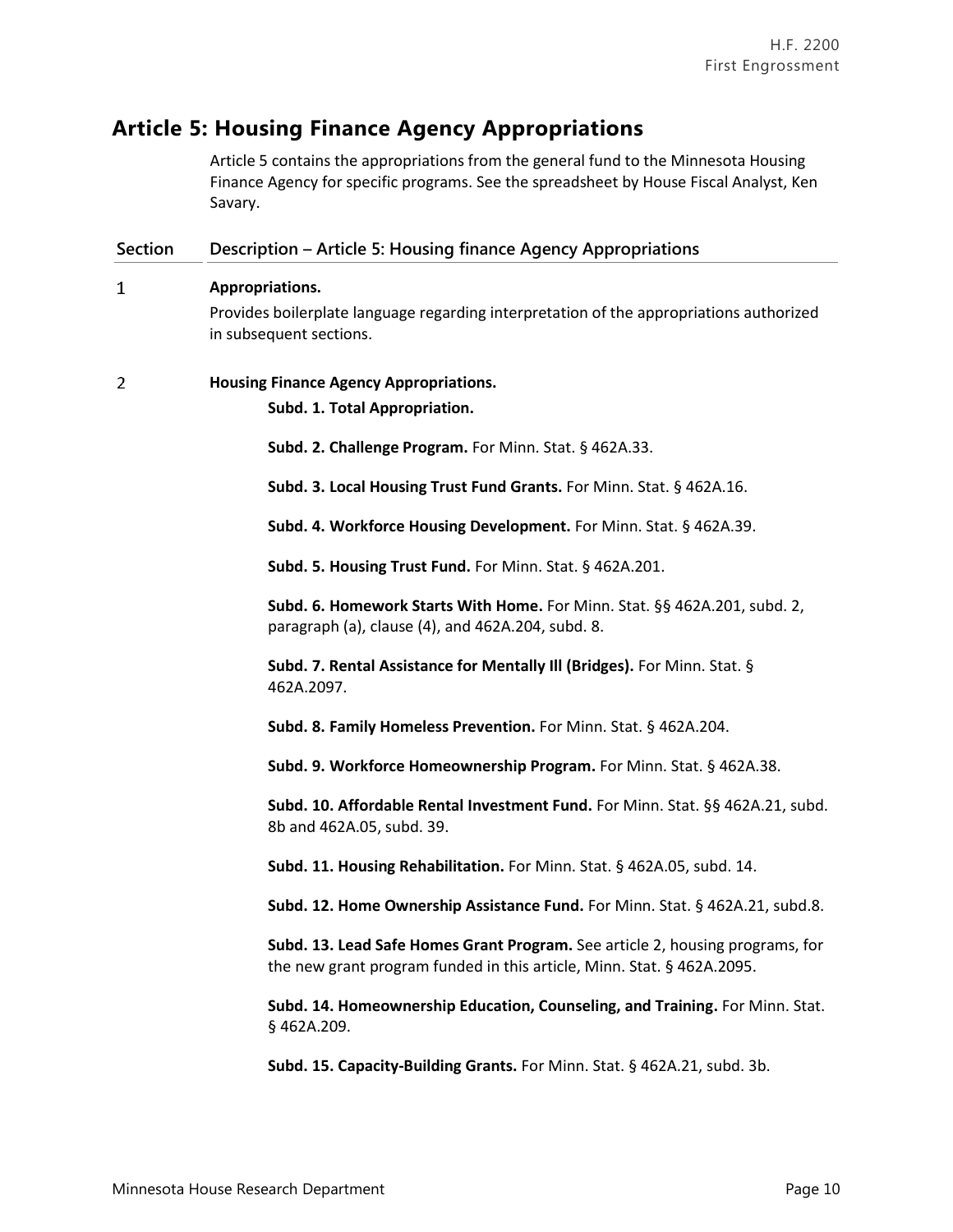## Article 5: Housing Finance Agency Appropriations

Article 5 contains the appropriations from the general fund to the Minnesota Housing Finance Agency for specific programs. See the spreadsheet by House Fiscal Analyst, Ken Savary.

| Section | Description – Article 5: Housing finance Agency Appropriations |
|---|---|
| 1 | **Appropriations.** Provides boilerplate language regarding interpretation of the appropriations authorized in subsequent sections. |
| 2 | **Housing Finance Agency Appropriations.** |

**Subd. 1. Total Appropriation.**

**Subd. 2. Challenge Program.** For Minn. Stat. § 462A.33.

**Subd. 3. Local Housing Trust Fund Grants.** For Minn. Stat. § 462A.16.

**Subd. 4. Workforce Housing Development.** For Minn. Stat. § 462A.39.

**Subd. 5. Housing Trust Fund.** For Minn. Stat. § 462A.201.

**Subd. 6. Homework Starts With Home.** For Minn. Stat. §§ 462A.201, subd. 2, paragraph (a), clause (4), and 462A.204, subd. 8.

**Subd. 7. Rental Assistance for Mentally Ill (Bridges).** For Minn. Stat. § 462A.2097.

**Subd. 8. Family Homeless Prevention.** For Minn. Stat. § 462A.204.

**Subd. 9. Workforce Homeownership Program.** For Minn. Stat. § 462A.38.

**Subd. 10. Affordable Rental Investment Fund.** For Minn. Stat. §§ 462A.21, subd. 8b and 462A.05, subd. 39.

**Subd. 11. Housing Rehabilitation.** For Minn. Stat. § 462A.05, subd. 14.

**Subd. 12. Home Ownership Assistance Fund.** For Minn. Stat. § 462A.21, subd.8.

**Subd. 13. Lead Safe Homes Grant Program.** See article 2, housing programs, for the new grant program funded in this article, Minn. Stat. § 462A.2095.

**Subd. 14. Homeownership Education, Counseling, and Training.** For Minn. Stat. § 462A.209.

**Subd. 15. Capacity-Building Grants.** For Minn. Stat. § 462A.21, subd. 3b.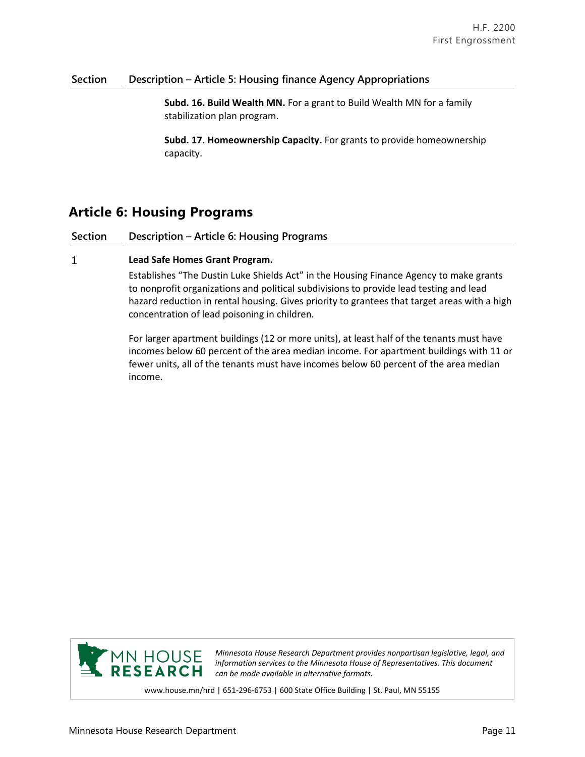| Section | Description – Article 5: Housing finance Agency Appropriations |
|---|---|
| | **Subd. 16. Build Wealth MN.** For a grant to Build Wealth MN for a family stabilization plan program. |
| | **Subd. 17. Homeownership Capacity.** For grants to provide homeownership capacity. |

## Article 6: Housing Programs

| Section | Description – Article 6: Housing Programs |
|---|---|
| 1 | **Lead Safe Homes Grant Program.**<br>Establishes "The Dustin Luke Shields Act" in the Housing Finance Agency to make grants to nonprofit organizations and political subdivisions to provide lead testing and lead hazard reduction in rental housing. Gives priority to grantees that target areas with a high concentration of lead poisoning in children.<br><br>For larger apartment buildings (12 or more units), at least half of the tenants must have incomes below 60 percent of the area median income. For apartment buildings with 11 or fewer units, all of the tenants must have incomes below 60 percent of the area median income. |

MN HOUSE RESEARCH

*Minnesota House Research Department provides nonpartisan legislative, legal, and information services to the Minnesota House of Representatives. This document can be made available in alternative formats.*

www.house.mn/hrd | 651-296-6753 | 600 State Office Building | St. Paul, MN 55155